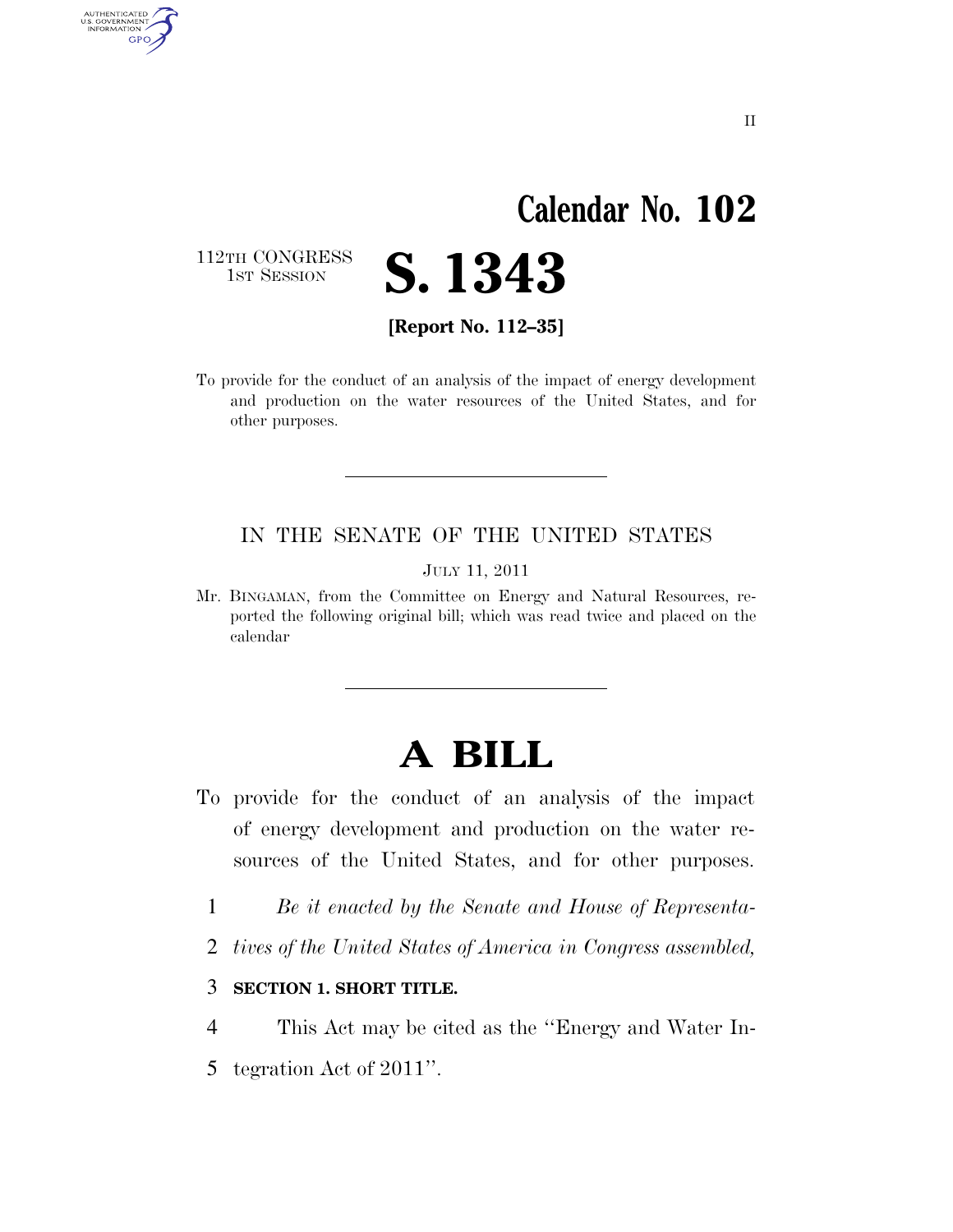Calendar No. 102

112TH CONGRESS
1ST SESSION

# S. 1343

**[Report No. 112–35]**

To provide for the conduct of an analysis of the impact of energy development and production on the water resources of the United States, and for other purposes.

---

IN THE SENATE OF THE UNITED STATES

JULY 11, 2011

Mr. BINGAMAN, from the Committee on Energy and Natural Resources, reported the following original bill; which was read twice and placed on the calendar

---

# A BILL

To provide for the conduct of an analysis of the impact of energy development and production on the water resources of the United States, and for other purposes.

1 *Be it enacted by the Senate and House of Representa-*
2 *tives of the United States of America in Congress assembled,*

3 **SECTION 1. SHORT TITLE.**

4 This Act may be cited as the ''Energy and Water In-
5 tegration Act of 2011''.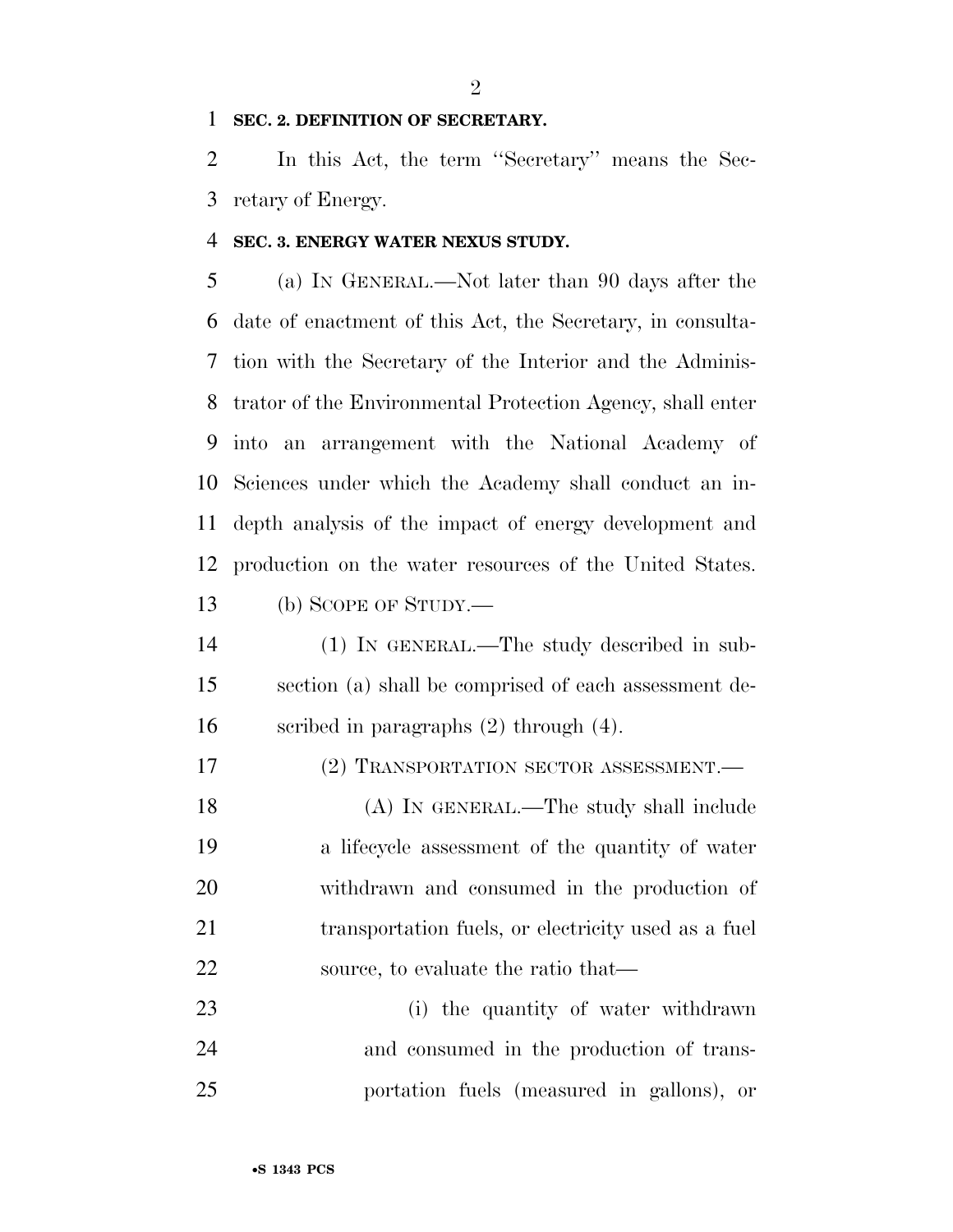**SEC. 2. DEFINITION OF SECRETARY.**

In this Act, the term "Secretary" means the Secretary of Energy.

**SEC. 3. ENERGY WATER NEXUS STUDY.**

(a) IN GENERAL.—Not later than 90 days after the date of enactment of this Act, the Secretary, in consultation with the Secretary of the Interior and the Administrator of the Environmental Protection Agency, shall enter into an arrangement with the National Academy of Sciences under which the Academy shall conduct an in-depth analysis of the impact of energy development and production on the water resources of the United States.

(b) SCOPE OF STUDY.—

(1) IN GENERAL.—The study described in subsection (a) shall be comprised of each assessment described in paragraphs (2) through (4).

(2) TRANSPORTATION SECTOR ASSESSMENT.—

(A) IN GENERAL.—The study shall include a lifecycle assessment of the quantity of water withdrawn and consumed in the production of transportation fuels, or electricity used as a fuel source, to evaluate the ratio that—

(i) the quantity of water withdrawn and consumed in the production of transportation fuels (measured in gallons), or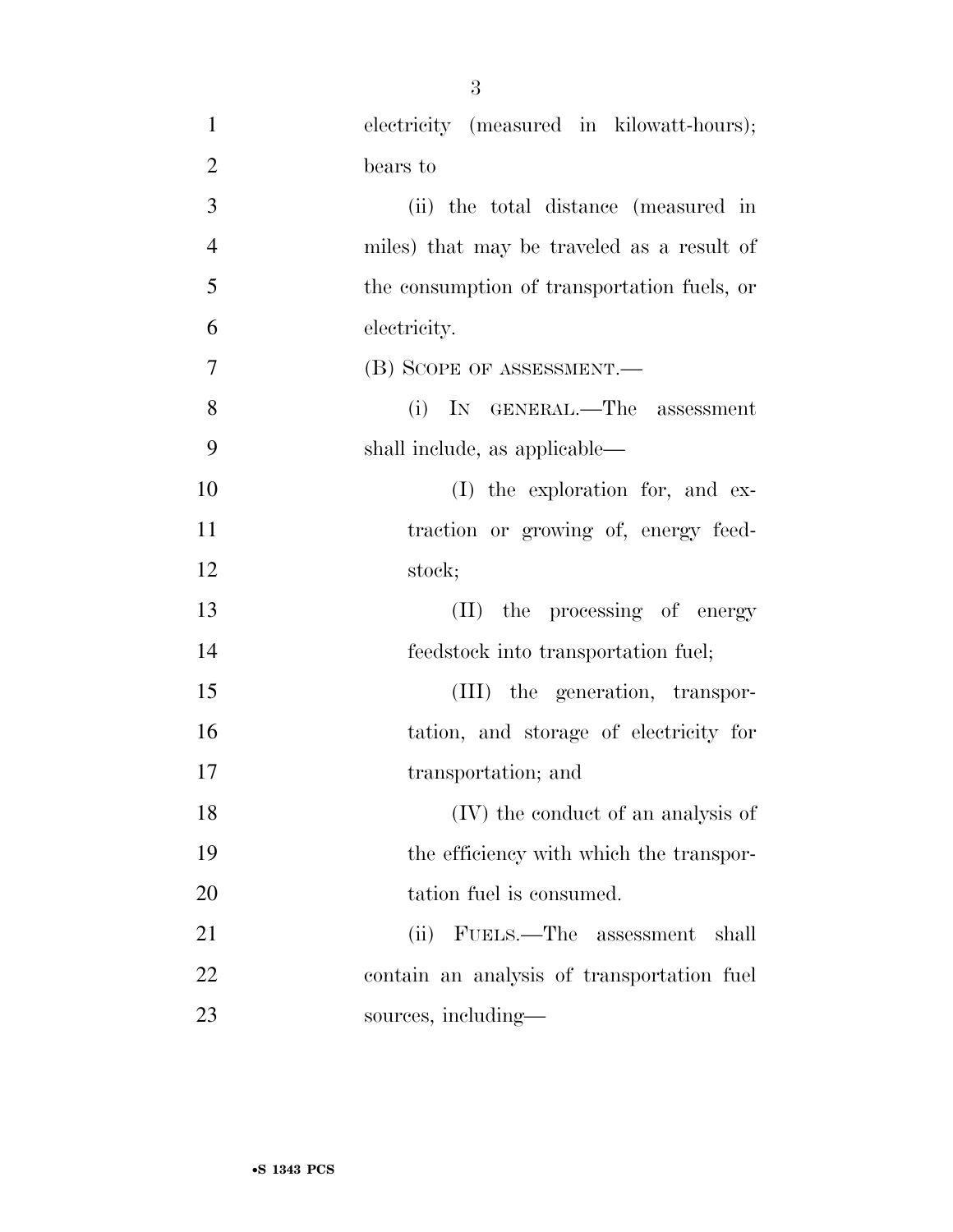electricity (measured in kilowatt-hours); bears to

(ii) the total distance (measured in miles) that may be traveled as a result of the consumption of transportation fuels, or electricity.

(B) SCOPE OF ASSESSMENT.—

(i) IN GENERAL.—The assessment shall include, as applicable—

(I) the exploration for, and extraction or growing of, energy feedstock;

(II) the processing of energy feedstock into transportation fuel;

(III) the generation, transportation, and storage of electricity for transportation; and

(IV) the conduct of an analysis of the efficiency with which the transportation fuel is consumed.

(ii) FUELS.—The assessment shall contain an analysis of transportation fuel sources, including—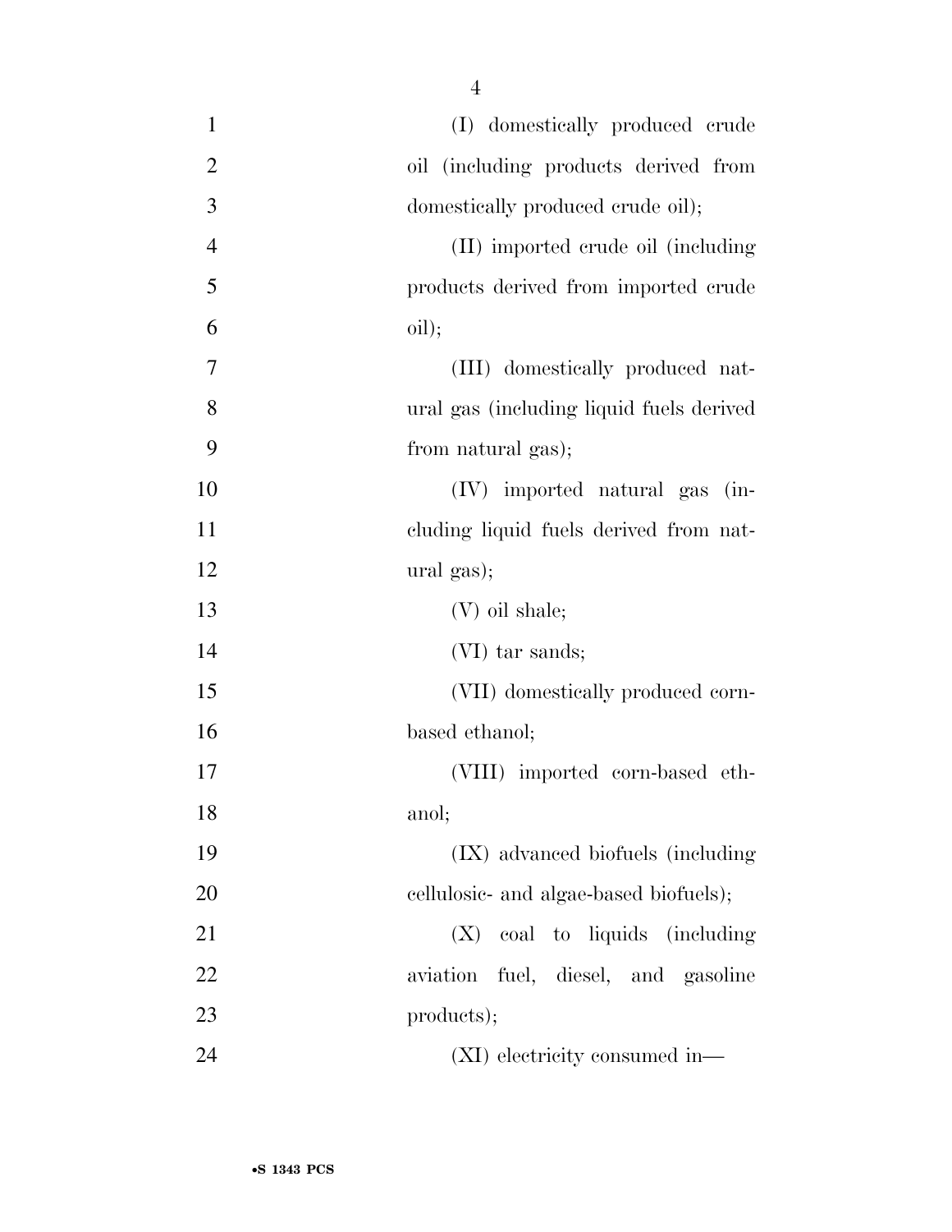(I) domestically produced crude oil (including products derived from domestically produced crude oil);

(II) imported crude oil (including products derived from imported crude oil);

(III) domestically produced natural gas (including liquid fuels derived from natural gas);

(IV) imported natural gas (including liquid fuels derived from natural gas);

(V) oil shale;

(VI) tar sands;

(VII) domestically produced corn-based ethanol;

(VIII) imported corn-based ethanol;

(IX) advanced biofuels (including cellulosic- and algae-based biofuels);

(X) coal to liquids (including aviation fuel, diesel, and gasoline products);

(XI) electricity consumed in—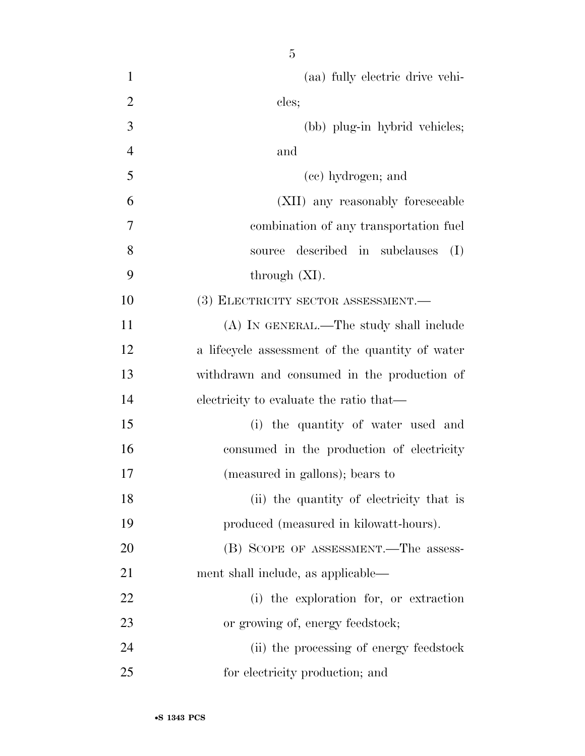(aa) fully electric drive vehicles;

(bb) plug-in hybrid vehicles; and

(cc) hydrogen; and

(XII) any reasonably foreseeable combination of any transportation fuel source described in subclauses (I) through (XI).

(3) ELECTRICITY SECTOR ASSESSMENT.—

(A) IN GENERAL.—The study shall include a lifecycle assessment of the quantity of water withdrawn and consumed in the production of electricity to evaluate the ratio that—

(i) the quantity of water used and consumed in the production of electricity (measured in gallons); bears to

(ii) the quantity of electricity that is produced (measured in kilowatt-hours).

(B) SCOPE OF ASSESSMENT.—The assessment shall include, as applicable—

(i) the exploration for, or extraction or growing of, energy feedstock;

(ii) the processing of energy feedstock for electricity production; and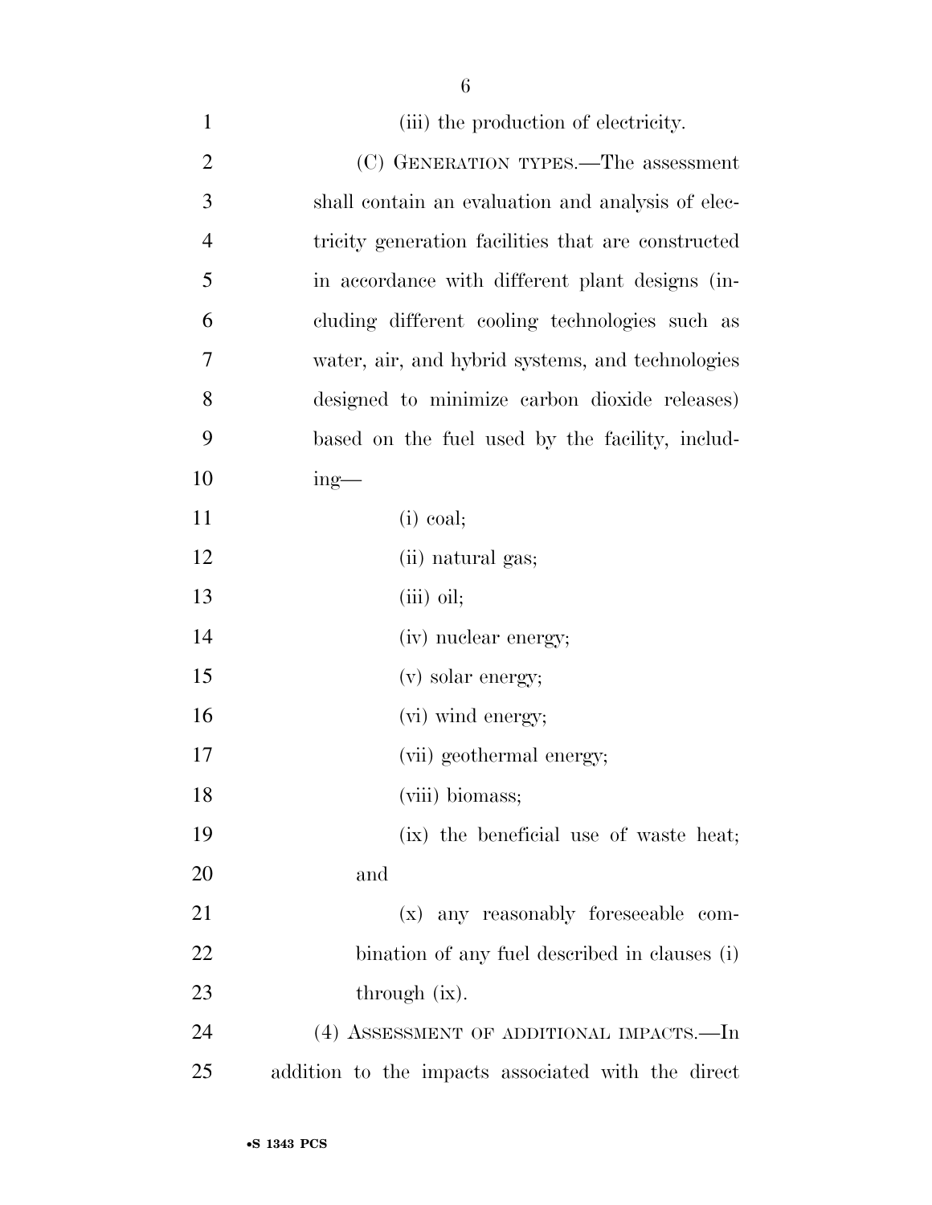(iii) the production of electricity.

(C) GENERATION TYPES.—The assessment shall contain an evaluation and analysis of electricity generation facilities that are constructed in accordance with different plant designs (including different cooling technologies such as water, air, and hybrid systems, and technologies designed to minimize carbon dioxide releases) based on the fuel used by the facility, including—

(i) coal;

(ii) natural gas;

(iii) oil;

(iv) nuclear energy;

(v) solar energy;

(vi) wind energy;

(vii) geothermal energy;

(viii) biomass;

(ix) the beneficial use of waste heat; and

(x) any reasonably foreseeable combination of any fuel described in clauses (i) through (ix).

(4) ASSESSMENT OF ADDITIONAL IMPACTS.—In addition to the impacts associated with the direct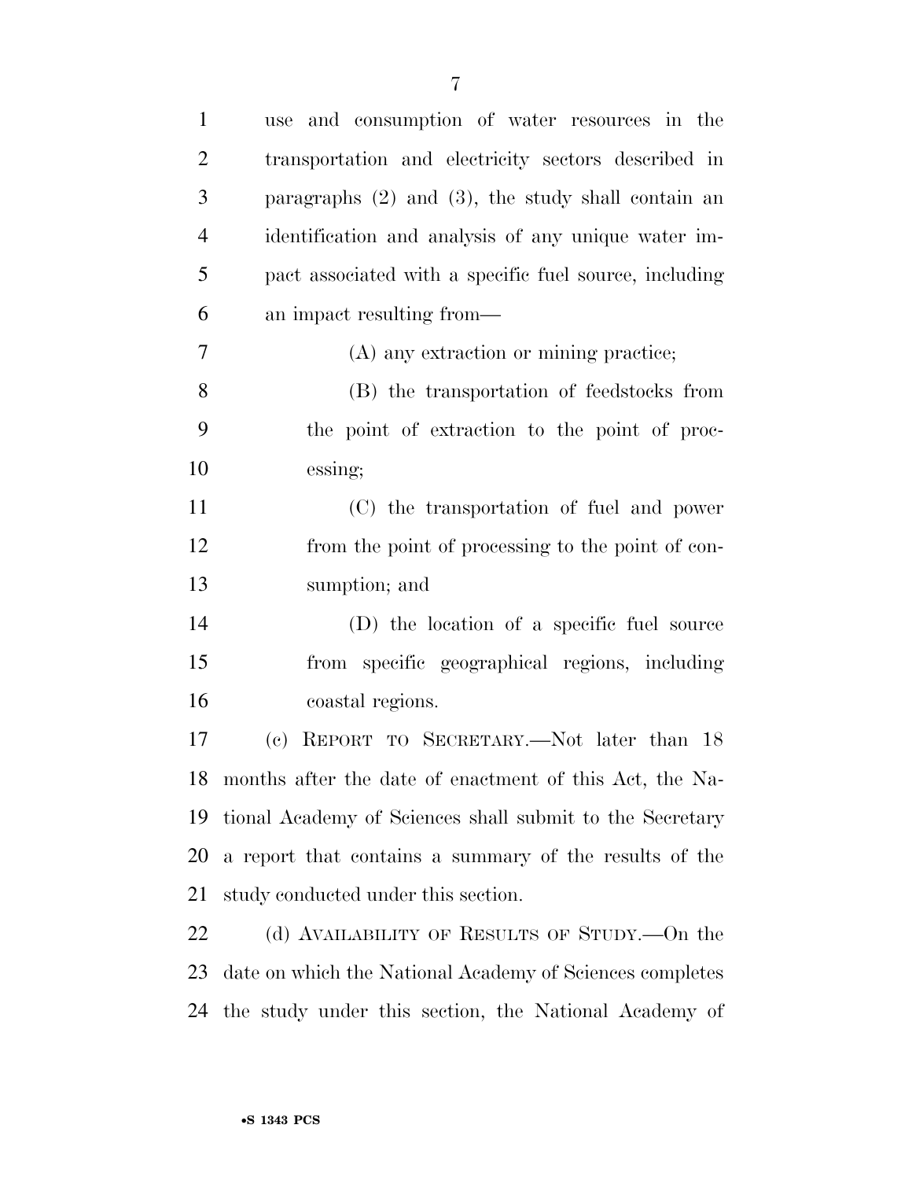use and consumption of water resources in the transportation and electricity sectors described in paragraphs (2) and (3), the study shall contain an identification and analysis of any unique water impact associated with a specific fuel source, including an impact resulting from—

(A) any extraction or mining practice;

(B) the transportation of feedstocks from the point of extraction to the point of processing;

(C) the transportation of fuel and power from the point of processing to the point of consumption; and

(D) the location of a specific fuel source from specific geographical regions, including coastal regions.

(c) REPORT TO SECRETARY.—Not later than 18 months after the date of enactment of this Act, the National Academy of Sciences shall submit to the Secretary a report that contains a summary of the results of the study conducted under this section.

(d) AVAILABILITY OF RESULTS OF STUDY.—On the date on which the National Academy of Sciences completes the study under this section, the National Academy of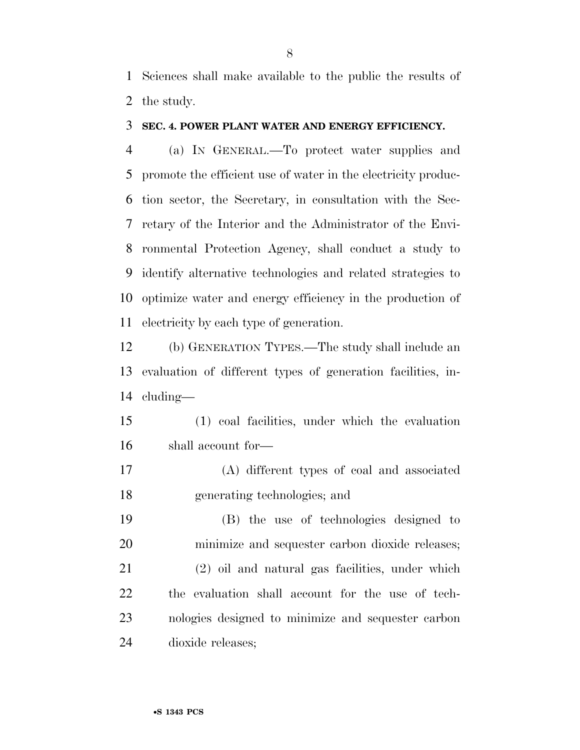Sciences shall make available to the public the results of the study.

### SEC. 4. POWER PLANT WATER AND ENERGY EFFICIENCY.

(a) IN GENERAL.—To protect water supplies and promote the efficient use of water in the electricity production sector, the Secretary, in consultation with the Secretary of the Interior and the Administrator of the Environmental Protection Agency, shall conduct a study to identify alternative technologies and related strategies to optimize water and energy efficiency in the production of electricity by each type of generation.

(b) GENERATION TYPES.—The study shall include an evaluation of different types of generation facilities, including—

(1) coal facilities, under which the evaluation shall account for—

(A) different types of coal and associated generating technologies; and

(B) the use of technologies designed to minimize and sequester carbon dioxide releases;

(2) oil and natural gas facilities, under which the evaluation shall account for the use of technologies designed to minimize and sequester carbon dioxide releases;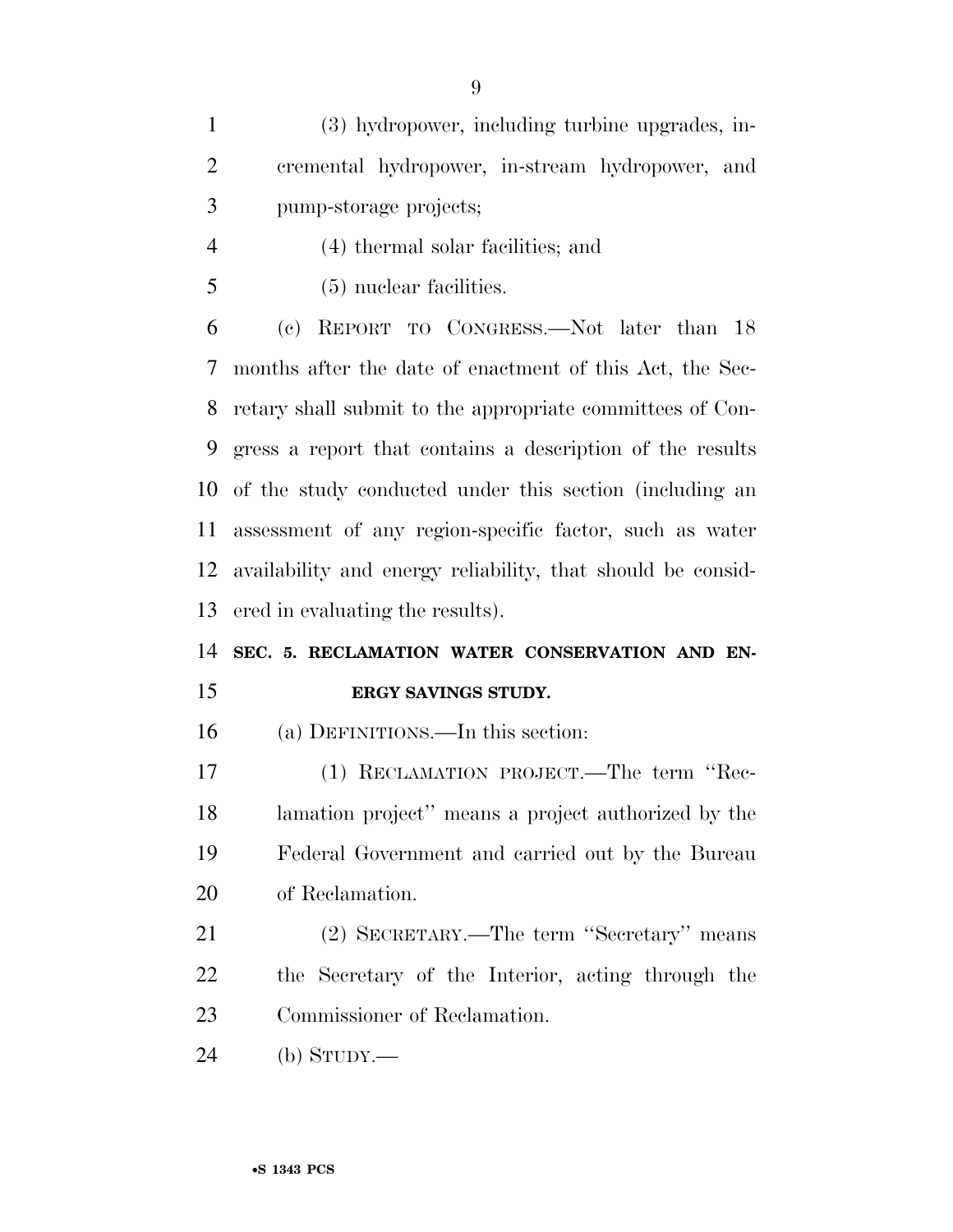(3) hydropower, including turbine upgrades, incremental hydropower, in-stream hydropower, and pump-storage projects;

(4) thermal solar facilities; and

(5) nuclear facilities.

(c) REPORT TO CONGRESS.—Not later than 18 months after the date of enactment of this Act, the Secretary shall submit to the appropriate committees of Congress a report that contains a description of the results of the study conducted under this section (including an assessment of any region-specific factor, such as water availability and energy reliability, that should be considered in evaluating the results).

**SEC. 5. RECLAMATION WATER CONSERVATION AND ENERGY SAVINGS STUDY.**

(a) DEFINITIONS.—In this section:

(1) RECLAMATION PROJECT.—The term "Reclamation project" means a project authorized by the Federal Government and carried out by the Bureau of Reclamation.

(2) SECRETARY.—The term "Secretary" means the Secretary of the Interior, acting through the Commissioner of Reclamation.

(b) STUDY.—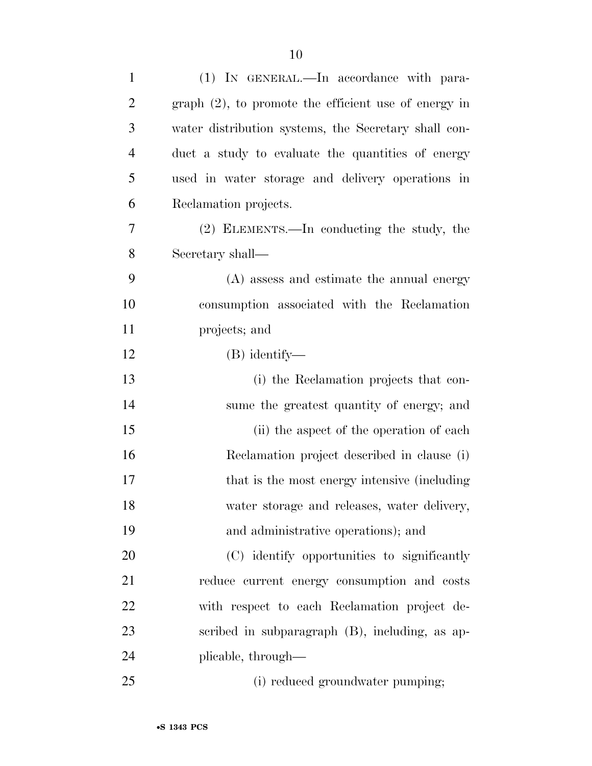(1) IN GENERAL.—In accordance with paragraph (2), to promote the efficient use of energy in water distribution systems, the Secretary shall conduct a study to evaluate the quantities of energy used in water storage and delivery operations in Reclamation projects.

(2) ELEMENTS.—In conducting the study, the Secretary shall—

(A) assess and estimate the annual energy consumption associated with the Reclamation projects; and

(B) identify—

(i) the Reclamation projects that consume the greatest quantity of energy; and

(ii) the aspect of the operation of each Reclamation project described in clause (i) that is the most energy intensive (including water storage and releases, water delivery, and administrative operations); and

(C) identify opportunities to significantly reduce current energy consumption and costs with respect to each Reclamation project described in subparagraph (B), including, as applicable, through—

(i) reduced groundwater pumping;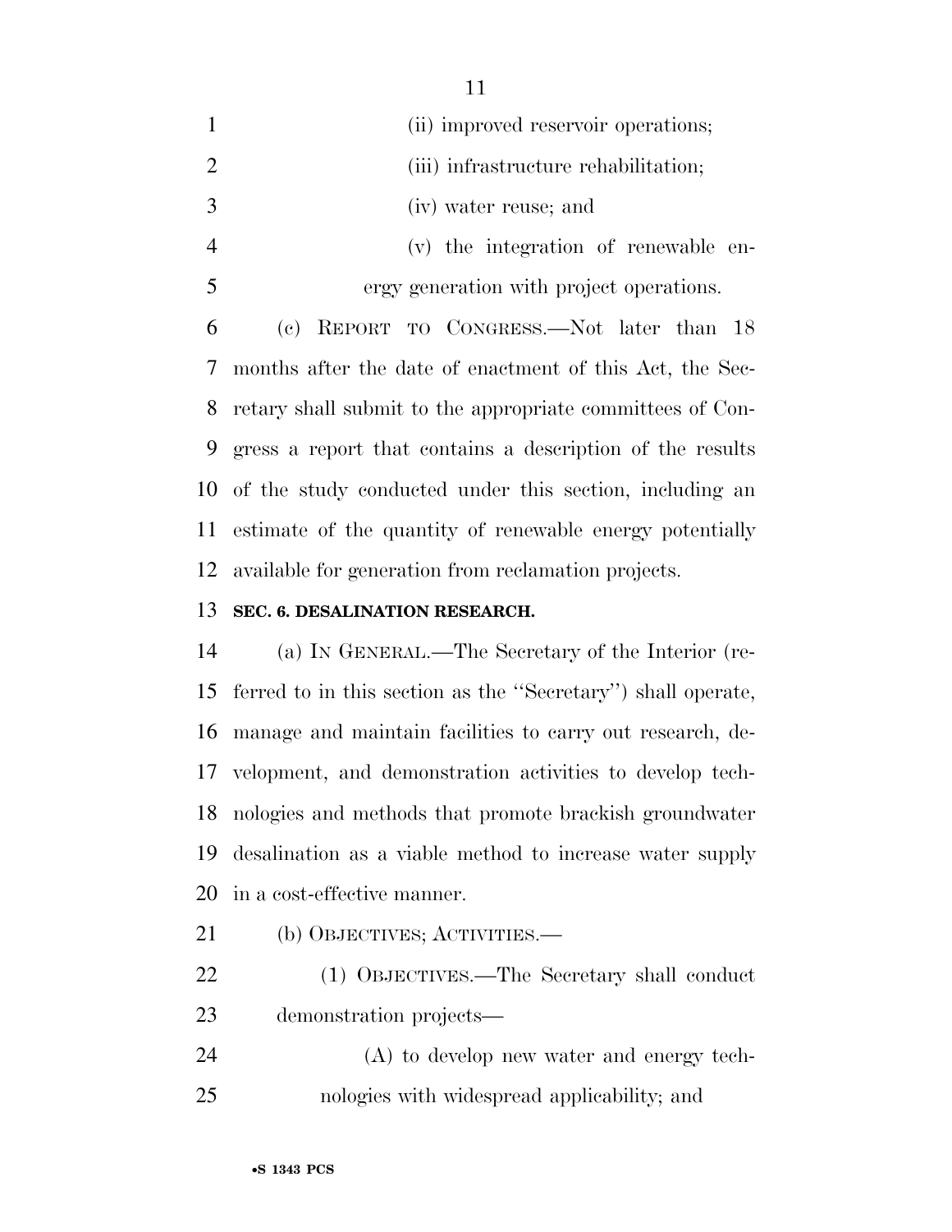(ii) improved reservoir operations;

(iii) infrastructure rehabilitation;

(iv) water reuse; and

(v) the integration of renewable energy generation with project operations.

(c) REPORT TO CONGRESS.—Not later than 18 months after the date of enactment of this Act, the Secretary shall submit to the appropriate committees of Congress a report that contains a description of the results of the study conducted under this section, including an estimate of the quantity of renewable energy potentially available for generation from reclamation projects.

**SEC. 6. DESALINATION RESEARCH.**

(a) IN GENERAL.—The Secretary of the Interior (referred to in this section as the ''Secretary'') shall operate, manage and maintain facilities to carry out research, development, and demonstration activities to develop technologies and methods that promote brackish groundwater desalination as a viable method to increase water supply in a cost-effective manner.

(b) OBJECTIVES; ACTIVITIES.—

(1) OBJECTIVES.—The Secretary shall conduct demonstration projects—

(A) to develop new water and energy technologies with widespread applicability; and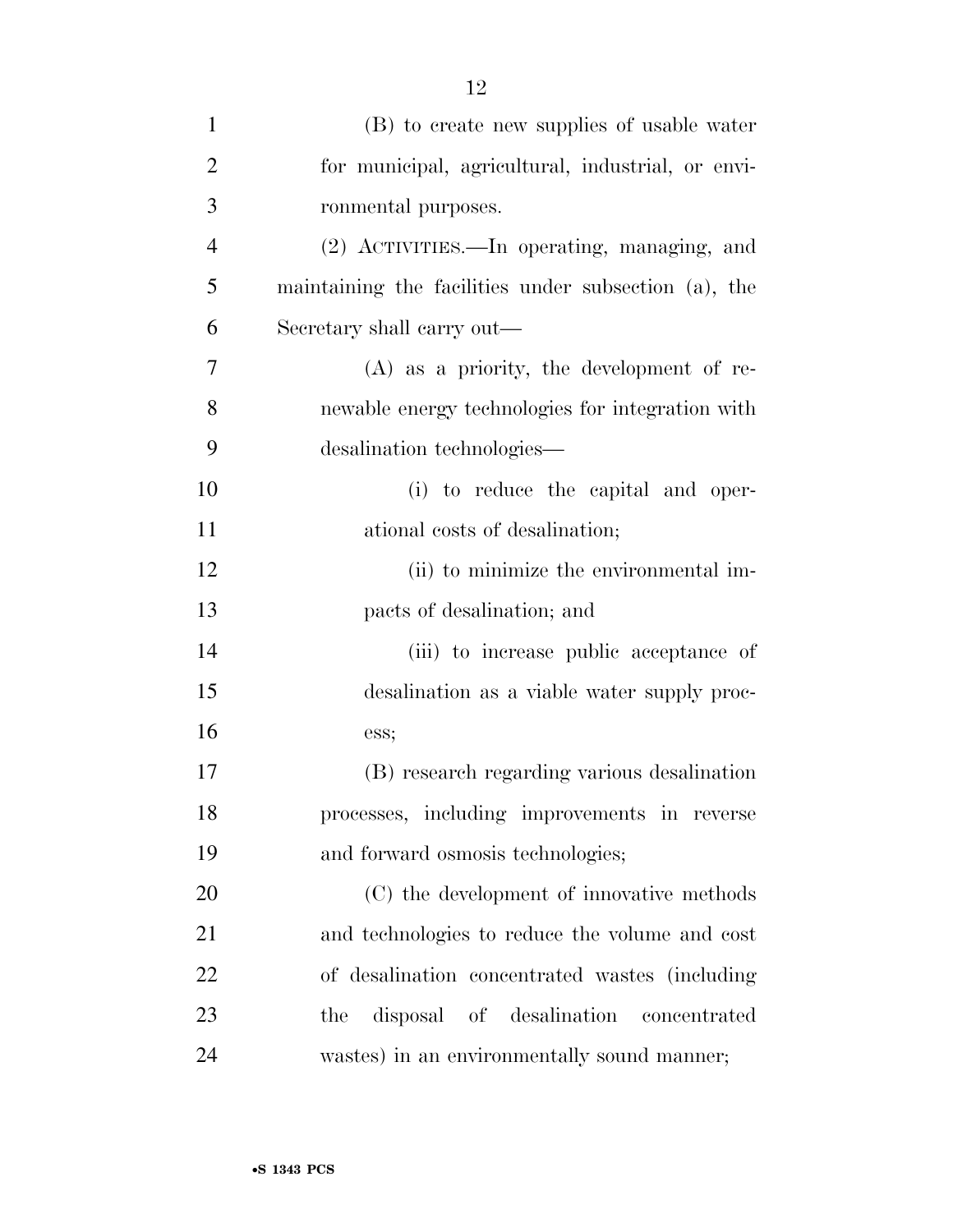(B) to create new supplies of usable water for municipal, agricultural, industrial, or environmental purposes.

(2) ACTIVITIES.—In operating, managing, and maintaining the facilities under subsection (a), the Secretary shall carry out—

(A) as a priority, the development of renewable energy technologies for integration with desalination technologies—

(i) to reduce the capital and operational costs of desalination;

(ii) to minimize the environmental impacts of desalination; and

(iii) to increase public acceptance of desalination as a viable water supply process;

(B) research regarding various desalination processes, including improvements in reverse and forward osmosis technologies;

(C) the development of innovative methods and technologies to reduce the volume and cost of desalination concentrated wastes (including the disposal of desalination concentrated wastes) in an environmentally sound manner;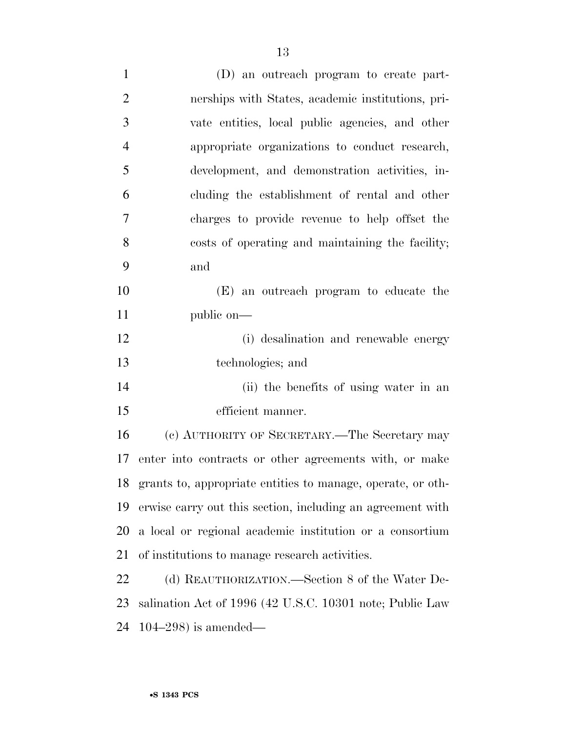(D) an outreach program to create partnerships with States, academic institutions, private entities, local public agencies, and other appropriate organizations to conduct research, development, and demonstration activities, including the establishment of rental and other charges to provide revenue to help offset the costs of operating and maintaining the facility; and

(E) an outreach program to educate the public on—

(i) desalination and renewable energy technologies; and

(ii) the benefits of using water in an efficient manner.

(c) AUTHORITY OF SECRETARY.—The Secretary may enter into contracts or other agreements with, or make grants to, appropriate entities to manage, operate, or otherwise carry out this section, including an agreement with a local or regional academic institution or a consortium of institutions to manage research activities.

(d) REAUTHORIZATION.—Section 8 of the Water Desalination Act of 1996 (42 U.S.C. 10301 note; Public Law 104–298) is amended—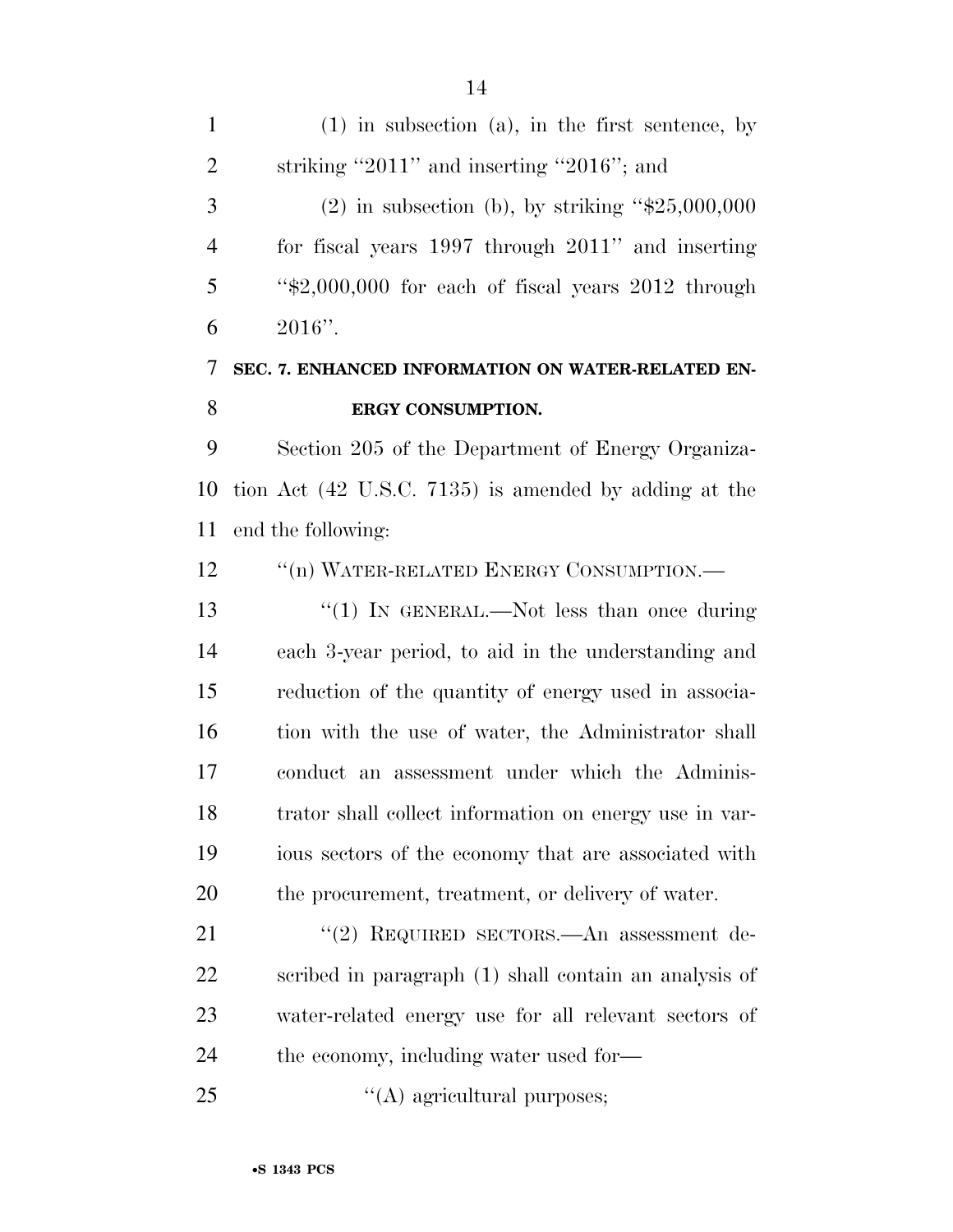(1) in subsection (a), in the first sentence, by striking ''2011'' and inserting ''2016''; and

(2) in subsection (b), by striking ''$25,000,000 for fiscal years 1997 through 2011'' and inserting ''$2,000,000 for each of fiscal years 2012 through 2016''.

**SEC. 7. ENHANCED INFORMATION ON WATER-RELATED ENERGY CONSUMPTION.**

Section 205 of the Department of Energy Organization Act (42 U.S.C. 7135) is amended by adding at the end the following:

''(n) WATER-RELATED ENERGY CONSUMPTION.—

''(1) IN GENERAL.—Not less than once during each 3-year period, to aid in the understanding and reduction of the quantity of energy used in association with the use of water, the Administrator shall conduct an assessment under which the Administrator shall collect information on energy use in various sectors of the economy that are associated with the procurement, treatment, or delivery of water.

''(2) REQUIRED SECTORS.—An assessment described in paragraph (1) shall contain an analysis of water-related energy use for all relevant sectors of the economy, including water used for—

''(A) agricultural purposes;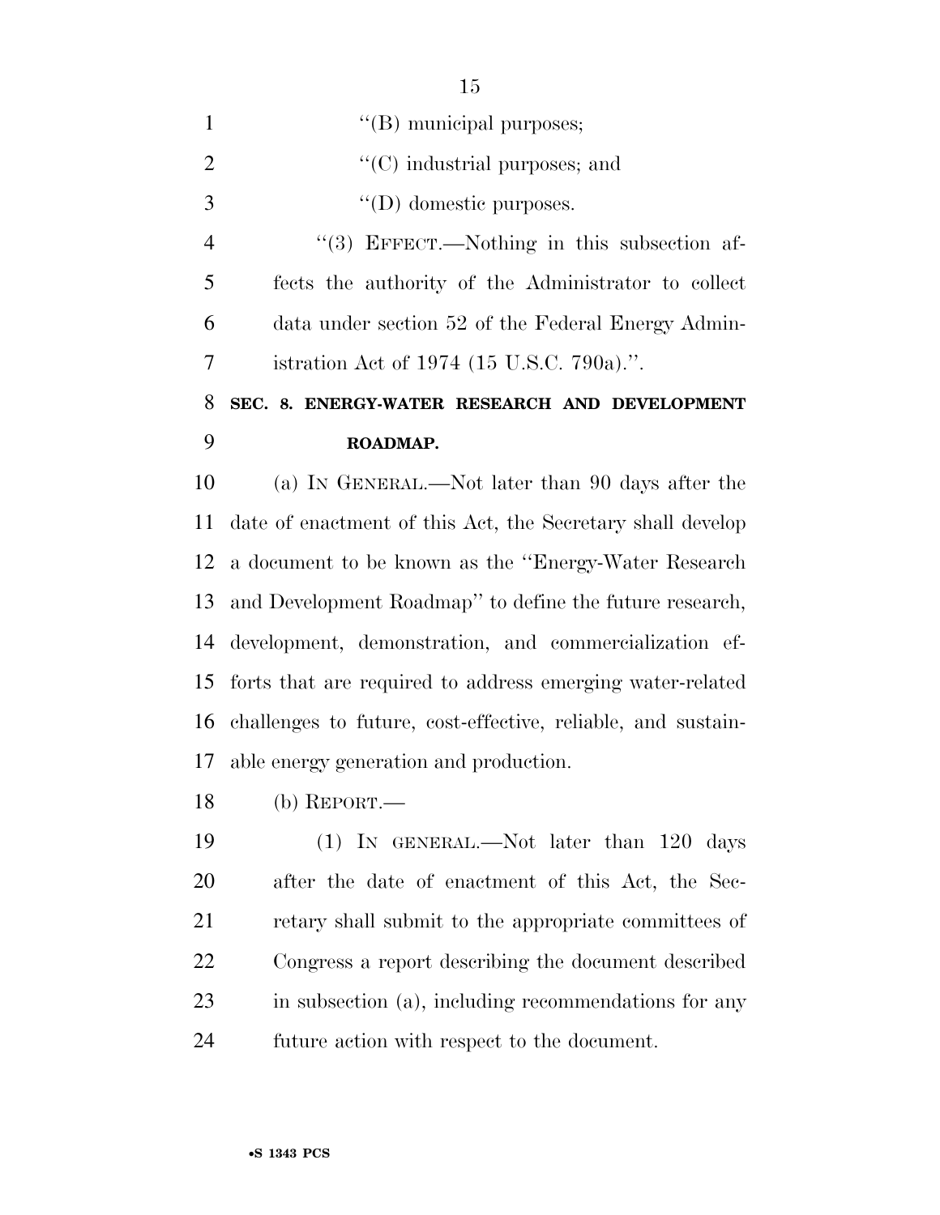''(B) municipal purposes;

''(C) industrial purposes; and

''(D) domestic purposes.

''(3) EFFECT.—Nothing in this subsection affects the authority of the Administrator to collect data under section 52 of the Federal Energy Administration Act of 1974 (15 U.S.C. 790a).''.

**SEC. 8. ENERGY-WATER RESEARCH AND DEVELOPMENT ROADMAP.**

(a) IN GENERAL.—Not later than 90 days after the date of enactment of this Act, the Secretary shall develop a document to be known as the ''Energy-Water Research and Development Roadmap'' to define the future research, development, demonstration, and commercialization efforts that are required to address emerging water-related challenges to future, cost-effective, reliable, and sustainable energy generation and production.

(b) REPORT.—

(1) IN GENERAL.—Not later than 120 days after the date of enactment of this Act, the Secretary shall submit to the appropriate committees of Congress a report describing the document described in subsection (a), including recommendations for any future action with respect to the document.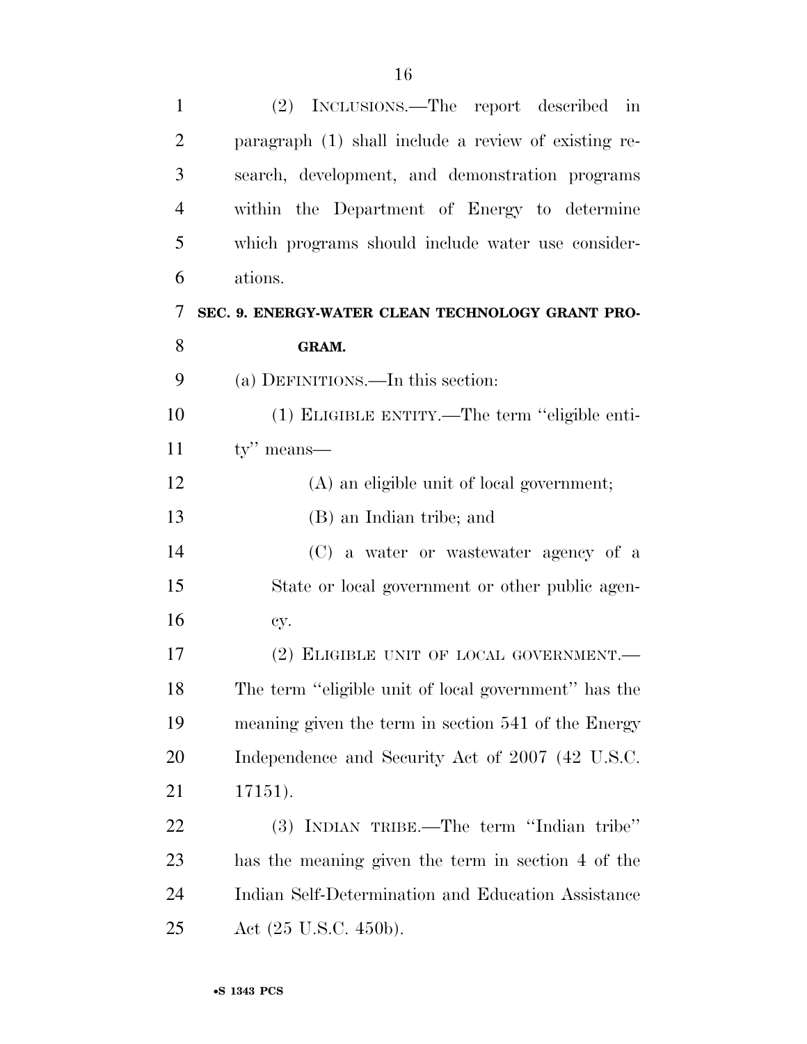(2) INCLUSIONS.—The report described in paragraph (1) shall include a review of existing research, development, and demonstration programs within the Department of Energy to determine which programs should include water use considerations.

## SEC. 9. ENERGY-WATER CLEAN TECHNOLOGY GRANT PROGRAM.

(a) DEFINITIONS.—In this section:

(1) ELIGIBLE ENTITY.—The term ''eligible entity'' means—

(A) an eligible unit of local government;

(B) an Indian tribe; and

(C) a water or wastewater agency of a State or local government or other public agency.

(2) ELIGIBLE UNIT OF LOCAL GOVERNMENT.—The term ''eligible unit of local government'' has the meaning given the term in section 541 of the Energy Independence and Security Act of 2007 (42 U.S.C. 17151).

(3) INDIAN TRIBE.—The term ''Indian tribe'' has the meaning given the term in section 4 of the Indian Self-Determination and Education Assistance Act (25 U.S.C. 450b).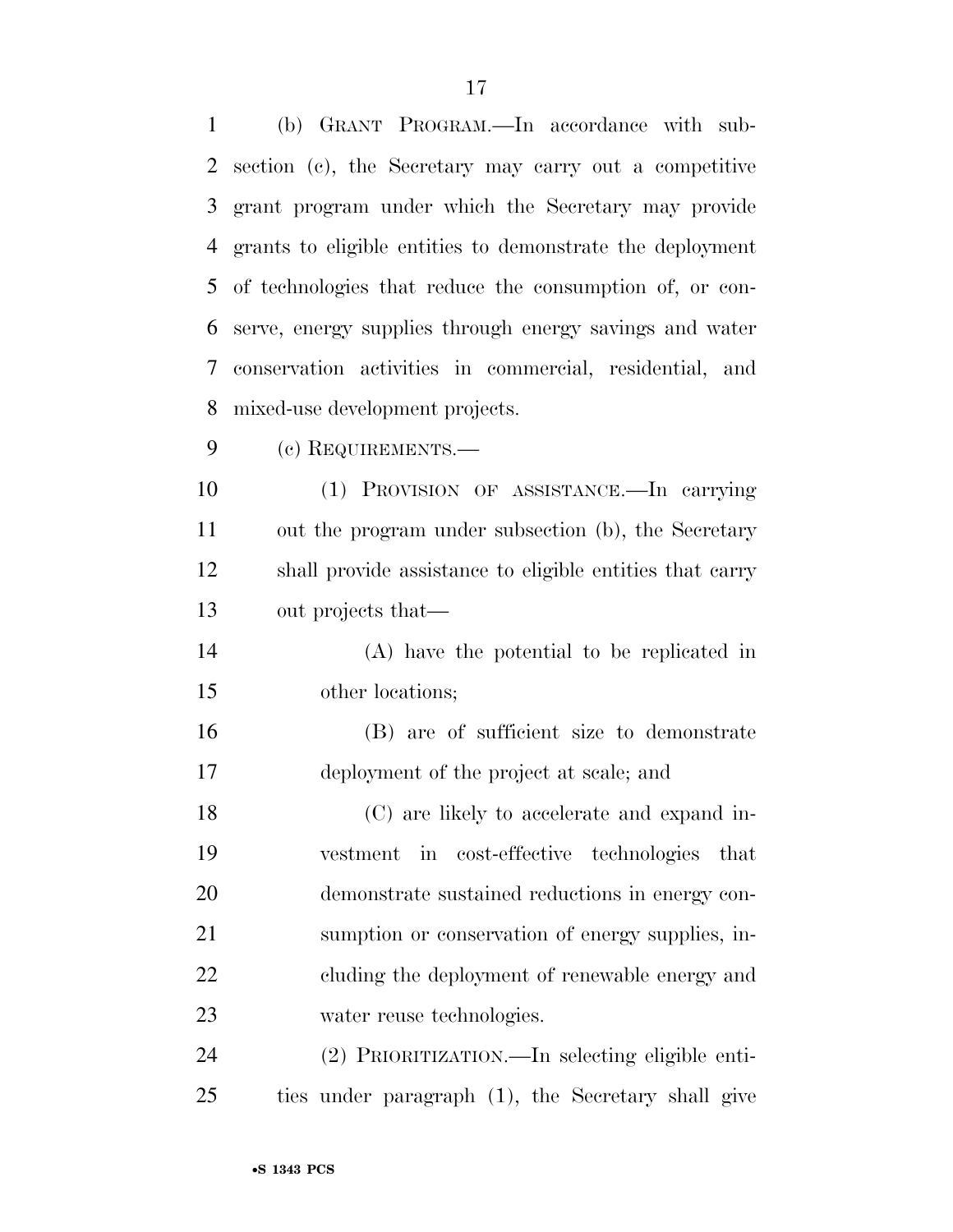(b) GRANT PROGRAM.—In accordance with subsection (c), the Secretary may carry out a competitive grant program under which the Secretary may provide grants to eligible entities to demonstrate the deployment of technologies that reduce the consumption of, or conserve, energy supplies through energy savings and water conservation activities in commercial, residential, and mixed-use development projects.

(c) REQUIREMENTS.—

(1) PROVISION OF ASSISTANCE.—In carrying out the program under subsection (b), the Secretary shall provide assistance to eligible entities that carry out projects that—

(A) have the potential to be replicated in other locations;

(B) are of sufficient size to demonstrate deployment of the project at scale; and

(C) are likely to accelerate and expand investment in cost-effective technologies that demonstrate sustained reductions in energy consumption or conservation of energy supplies, including the deployment of renewable energy and water reuse technologies.

(2) PRIORITIZATION.—In selecting eligible entities under paragraph (1), the Secretary shall give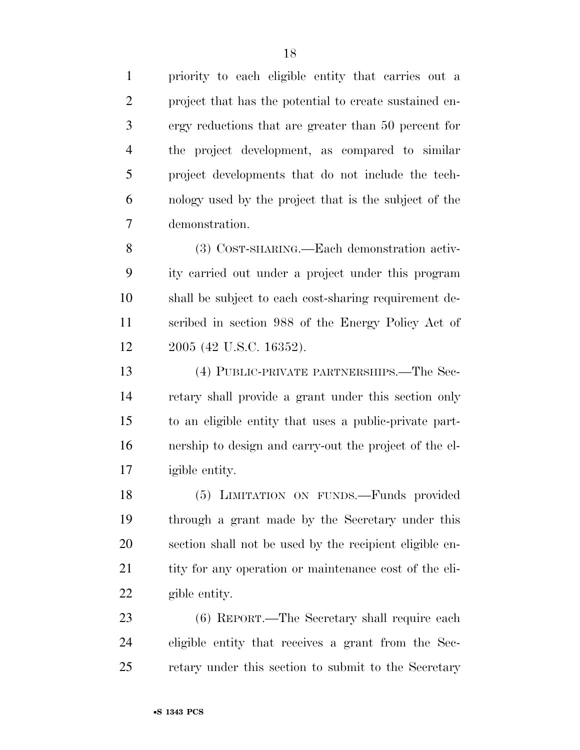priority to each eligible entity that carries out a project that has the potential to create sustained energy reductions that are greater than 50 percent for the project development, as compared to similar project developments that do not include the technology used by the project that is the subject of the demonstration.

(3) COST-SHARING.—Each demonstration activity carried out under a project under this program shall be subject to each cost-sharing requirement described in section 988 of the Energy Policy Act of 2005 (42 U.S.C. 16352).

(4) PUBLIC-PRIVATE PARTNERSHIPS.—The Secretary shall provide a grant under this section only to an eligible entity that uses a public-private partnership to design and carry-out the project of the eligible entity.

(5) LIMITATION ON FUNDS.—Funds provided through a grant made by the Secretary under this section shall not be used by the recipient eligible entity for any operation or maintenance cost of the eligible entity.

(6) REPORT.—The Secretary shall require each eligible entity that receives a grant from the Secretary under this section to submit to the Secretary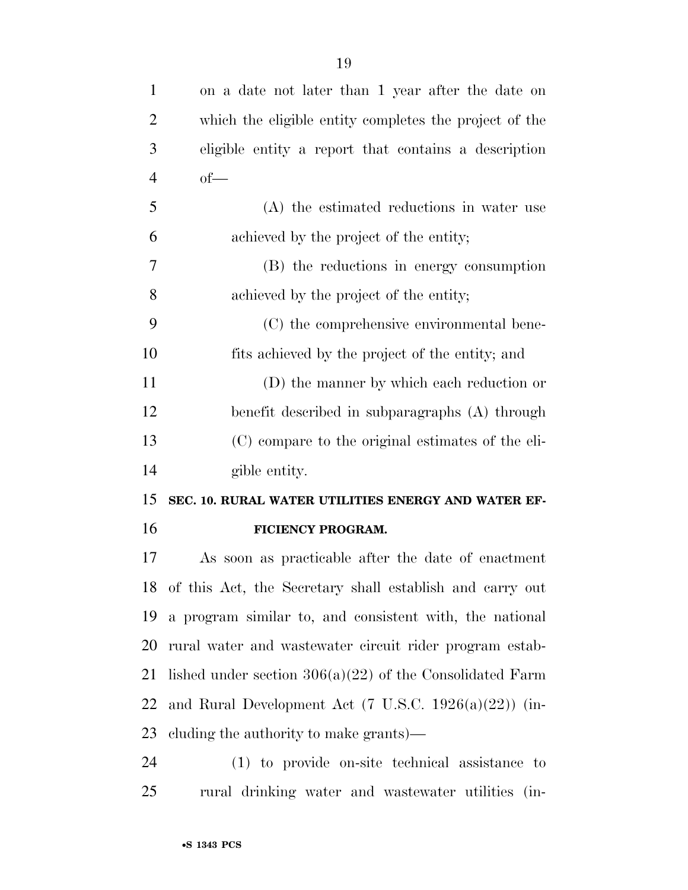on a date not later than 1 year after the date on which the eligible entity completes the project of the eligible entity a report that contains a description of—

(A) the estimated reductions in water use achieved by the project of the entity;

(B) the reductions in energy consumption achieved by the project of the entity;

(C) the comprehensive environmental benefits achieved by the project of the entity; and

(D) the manner by which each reduction or benefit described in subparagraphs (A) through (C) compare to the original estimates of the eligible entity.

**SEC. 10. RURAL WATER UTILITIES ENERGY AND WATER EFFICIENCY PROGRAM.**

As soon as practicable after the date of enactment of this Act, the Secretary shall establish and carry out a program similar to, and consistent with, the national rural water and wastewater circuit rider program established under section 306(a)(22) of the Consolidated Farm and Rural Development Act (7 U.S.C. 1926(a)(22)) (including the authority to make grants)—

(1) to provide on-site technical assistance to rural drinking water and wastewater utilities (in-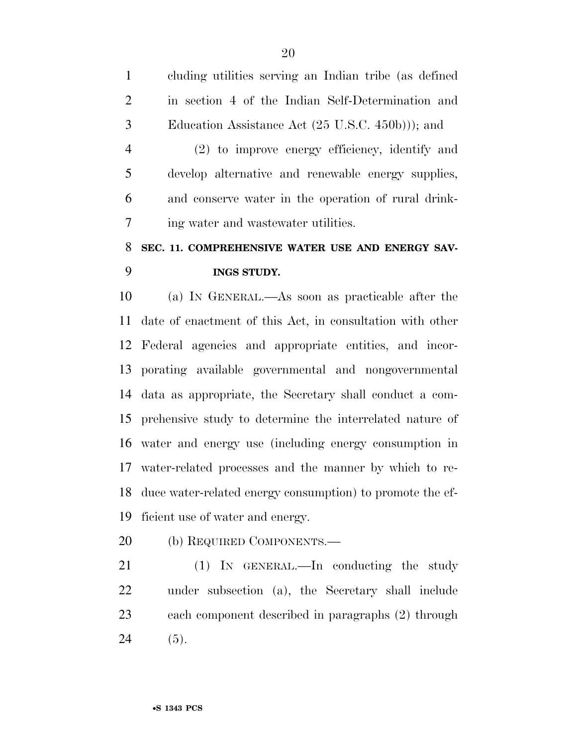cluding utilities serving an Indian tribe (as defined in section 4 of the Indian Self-Determination and Education Assistance Act (25 U.S.C. 450b))); and

(2) to improve energy efficiency, identify and develop alternative and renewable energy supplies, and conserve water in the operation of rural drinking water and wastewater utilities.

**SEC. 11. COMPREHENSIVE WATER USE AND ENERGY SAVINGS STUDY.**

(a) IN GENERAL.—As soon as practicable after the date of enactment of this Act, in consultation with other Federal agencies and appropriate entities, and incorporating available governmental and nongovernmental data as appropriate, the Secretary shall conduct a comprehensive study to determine the interrelated nature of water and energy use (including energy consumption in water-related processes and the manner by which to reduce water-related energy consumption) to promote the efficient use of water and energy.

(b) REQUIRED COMPONENTS.—

(1) IN GENERAL.—In conducting the study under subsection (a), the Secretary shall include each component described in paragraphs (2) through (5).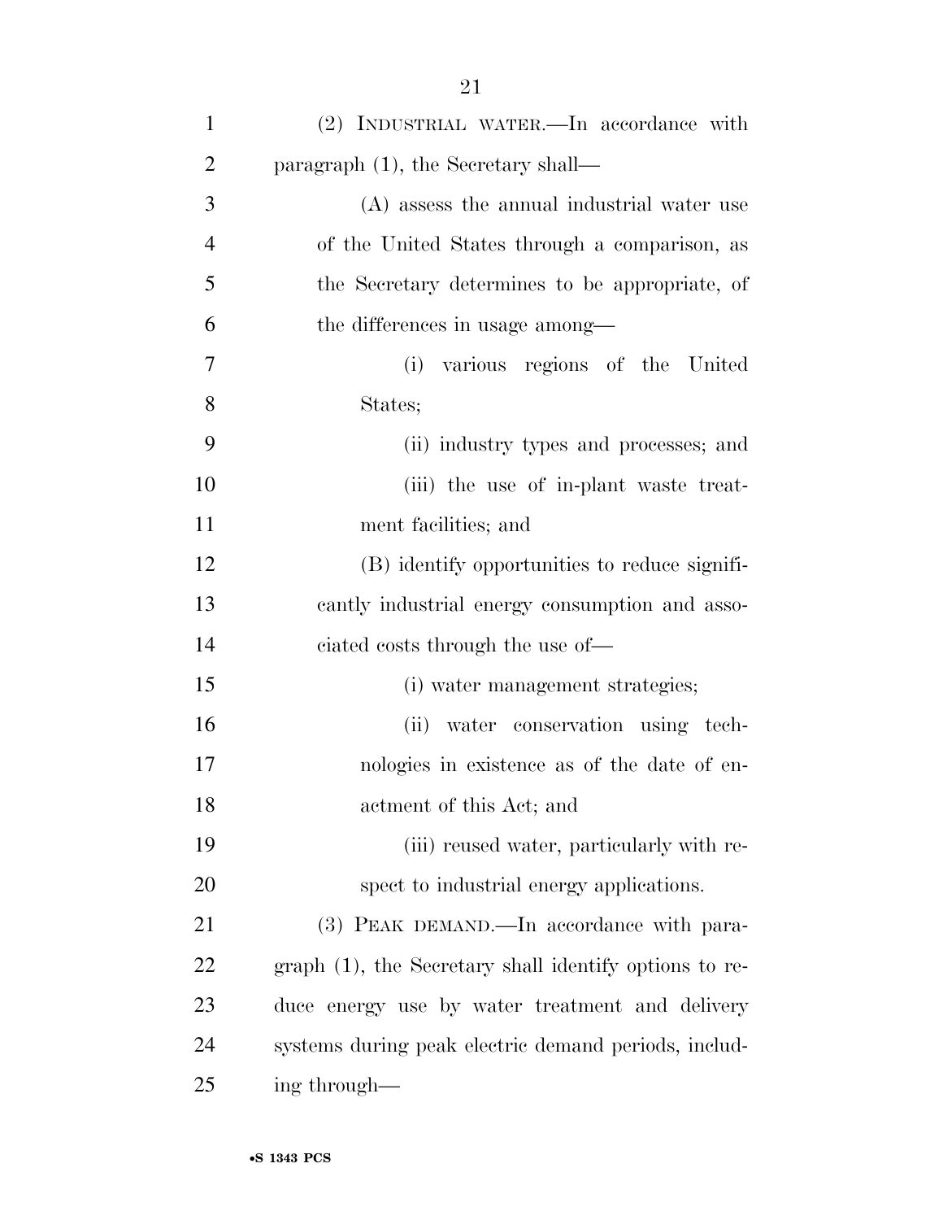(2) INDUSTRIAL WATER.—In accordance with paragraph (1), the Secretary shall—

(A) assess the annual industrial water use of the United States through a comparison, as the Secretary determines to be appropriate, of the differences in usage among—

(i) various regions of the United States;

(ii) industry types and processes; and

(iii) the use of in-plant waste treatment facilities; and

(B) identify opportunities to reduce significantly industrial energy consumption and associated costs through the use of—

(i) water management strategies;

(ii) water conservation using technologies in existence as of the date of enactment of this Act; and

(iii) reused water, particularly with respect to industrial energy applications.

(3) PEAK DEMAND.—In accordance with paragraph (1), the Secretary shall identify options to reduce energy use by water treatment and delivery systems during peak electric demand periods, including through—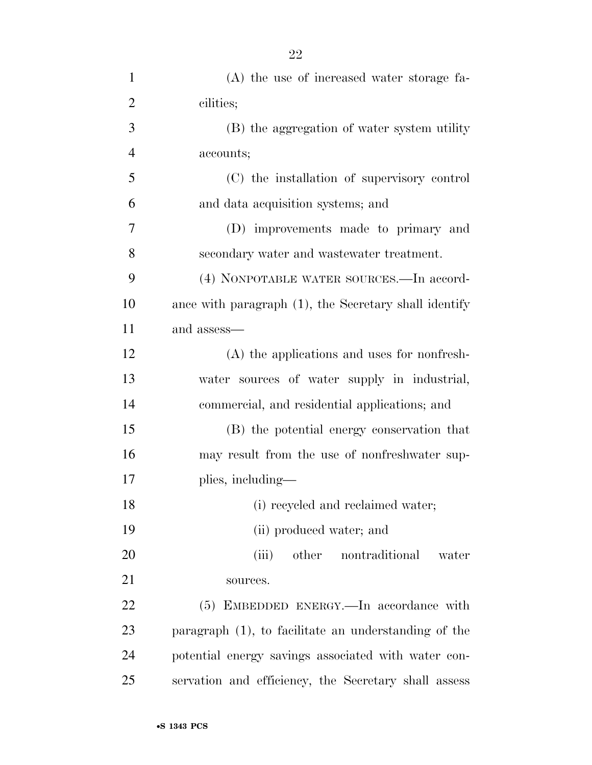(A) the use of increased water storage facilities;

(B) the aggregation of water system utility accounts;

(C) the installation of supervisory control and data acquisition systems; and

(D) improvements made to primary and secondary water and wastewater treatment.

(4) NONPOTABLE WATER SOURCES.—In accordance with paragraph (1), the Secretary shall identify and assess—

(A) the applications and uses for nonfreshwater sources of water supply in industrial, commercial, and residential applications; and

(B) the potential energy conservation that may result from the use of nonfreshwater supplies, including—

(i) recycled and reclaimed water;

(ii) produced water; and

(iii) other nontraditional water sources.

(5) EMBEDDED ENERGY.—In accordance with paragraph (1), to facilitate an understanding of the potential energy savings associated with water conservation and efficiency, the Secretary shall assess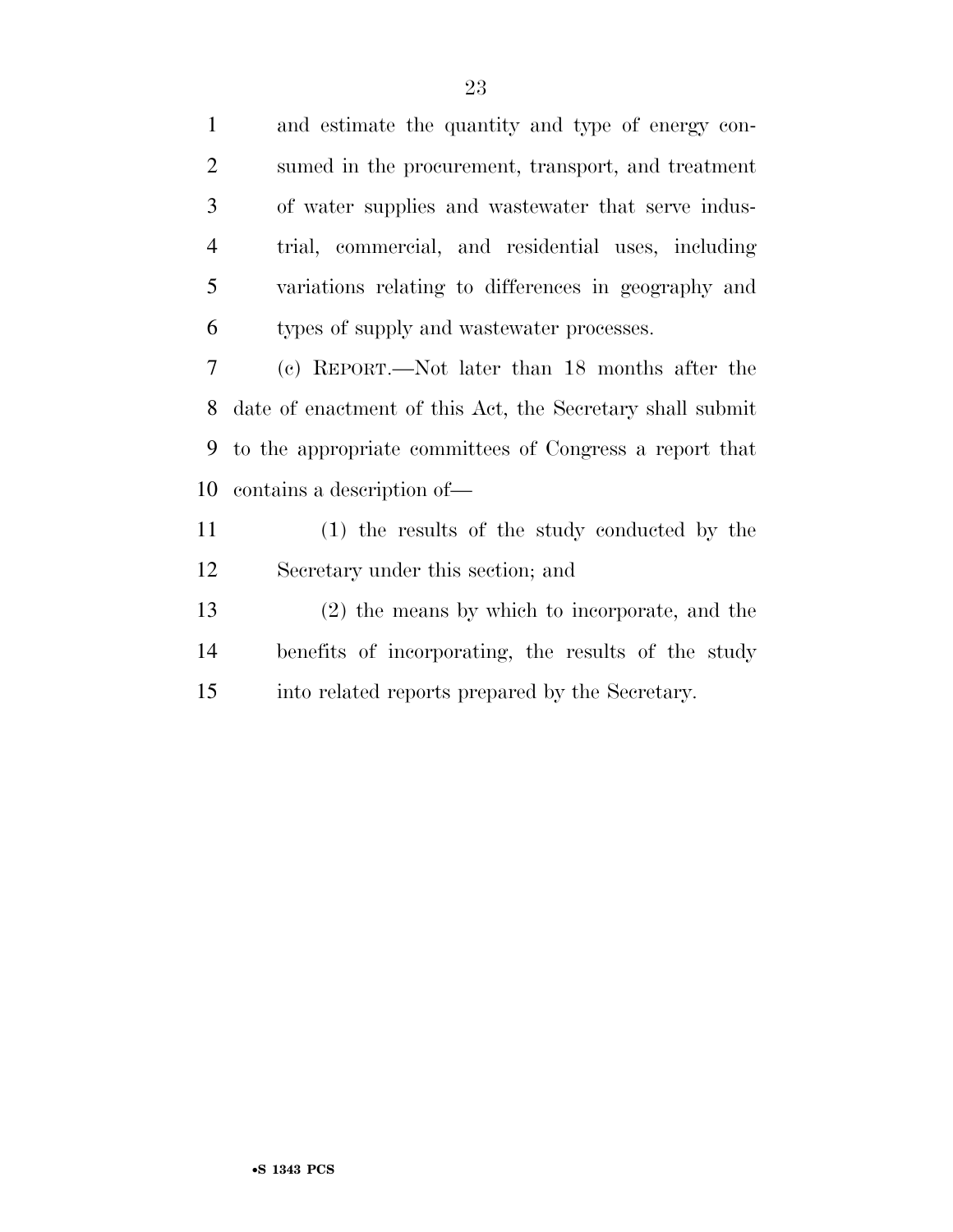and estimate the quantity and type of energy consumed in the procurement, transport, and treatment of water supplies and wastewater that serve industrial, commercial, and residential uses, including variations relating to differences in geography and types of supply and wastewater processes.

(c) REPORT.—Not later than 18 months after the date of enactment of this Act, the Secretary shall submit to the appropriate committees of Congress a report that contains a description of—

(1) the results of the study conducted by the Secretary under this section; and

(2) the means by which to incorporate, and the benefits of incorporating, the results of the study into related reports prepared by the Secretary.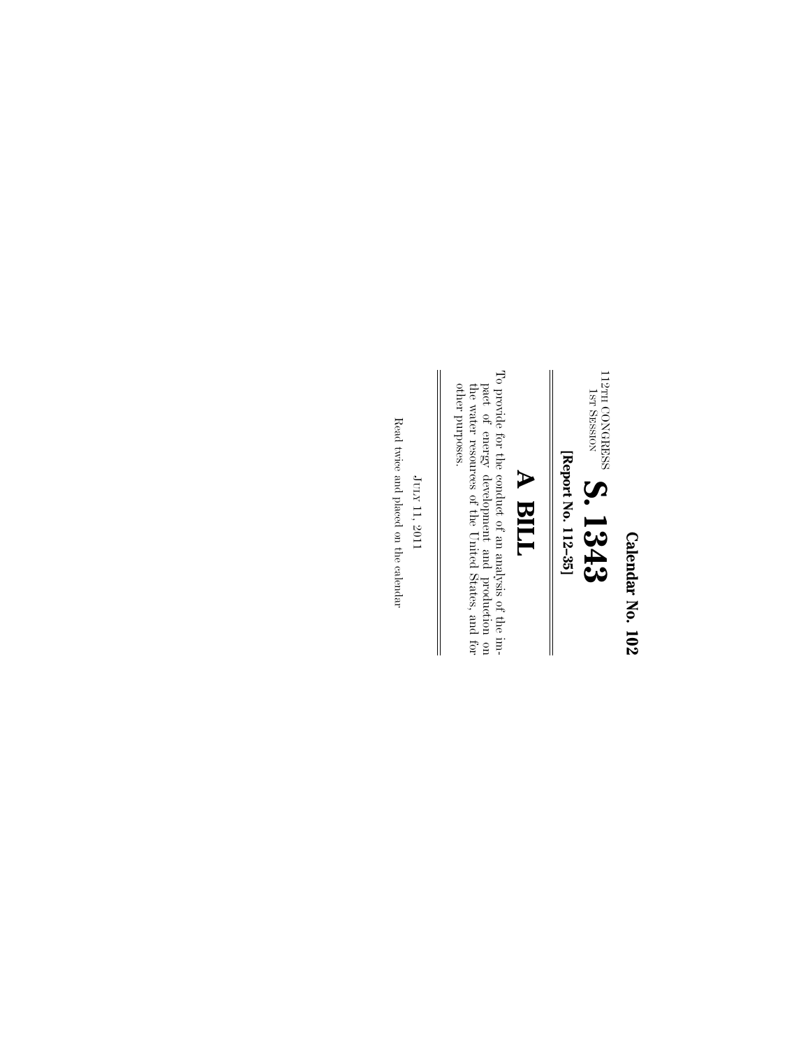**Calendar No. 102**

112TH CONGRESS
1ST SESSION

# S. 1343

**[Report No. 112–35]**

---

# A BILL

To provide for the conduct of an analysis of the impact of energy development and production on the water resources of the United States, and for other purposes.

---

JULY 11, 2011

Read twice and placed on the calendar